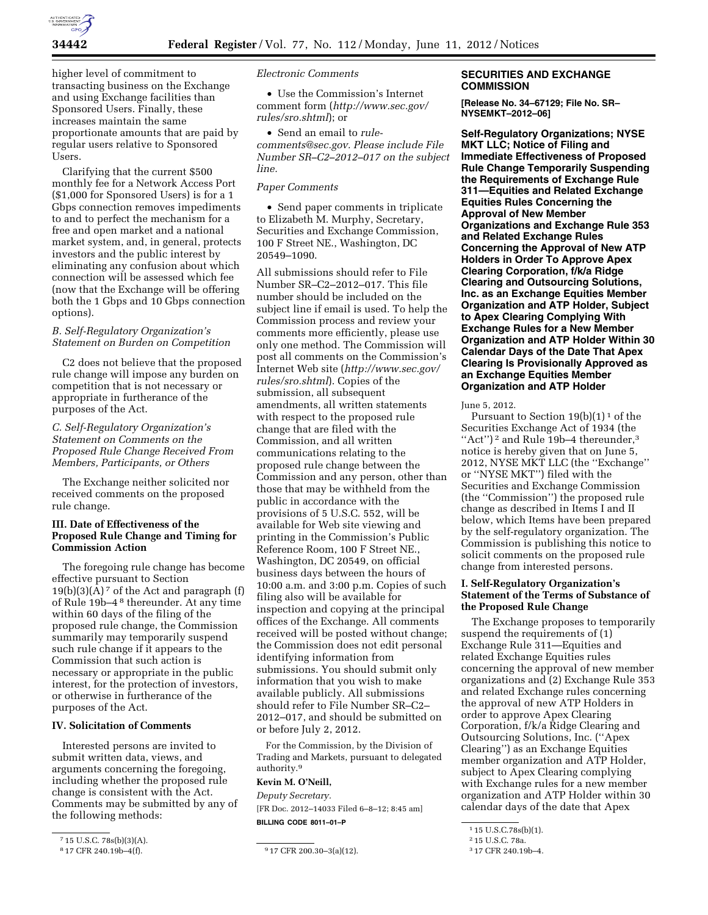higher level of commitment to transacting business on the Exchange and using Exchange facilities than Sponsored Users. Finally, these increases maintain the same proportionate amounts that are paid by regular users relative to Sponsored Users.

Clarifying that the current $500 monthly fee for a Network Access Port ($1,000 for Sponsored Users) is for a 1 Gbps connection removes impediments to and to perfect the mechanism for a free and open market and a national market system, and, in general, protects investors and the public interest by eliminating any confusion about which connection will be assessed which fee (now that the Exchange will be offering both the 1 Gbps and 10 Gbps connection options).

### *B. Self-Regulatory Organization's Statement on Burden on Competition*

C2 does not believe that the proposed rule change will impose any burden on competition that is not necessary or appropriate in furtherance of the purposes of the Act.

### *C. Self-Regulatory Organization's Statement on Comments on the Proposed Rule Change Received From Members, Participants, or Others*

The Exchange neither solicited nor received comments on the proposed rule change.

## III. Date of Effectiveness of the Proposed Rule Change and Timing for Commission Action

The foregoing rule change has become effective pursuant to Section 19(b)(3)(A) [7] of the Act and paragraph (f) of Rule 19b–4 [8] thereunder. At any time within 60 days of the filing of the proposed rule change, the Commission summarily may temporarily suspend such rule change if it appears to the Commission that such action is necessary or appropriate in the public interest, for the protection of investors, or otherwise in furtherance of the purposes of the Act.

## IV. Solicitation of Comments

Interested persons are invited to submit written data, views, and arguments concerning the foregoing, including whether the proposed rule change is consistent with the Act. Comments may be submitted by any of the following methods:

*Electronic Comments*

- Use the Commission's Internet comment form (*http://www.sec.gov/rules/sro.shtml*); or
- Send an email to *rule-comments@sec.gov. Please include File Number SR–C2–2012–017 on the subject line.*

*Paper Comments*

- Send paper comments in triplicate to Elizabeth M. Murphy, Secretary, Securities and Exchange Commission, 100 F Street NE., Washington, DC 20549–1090.

All submissions should refer to File Number SR–C2–2012–017. This file number should be included on the subject line if email is used. To help the Commission process and review your comments more efficiently, please use only one method. The Commission will post all comments on the Commission's Internet Web site (*http://www.sec.gov/rules/sro.shtml*). Copies of the submission, all subsequent amendments, all written statements with respect to the proposed rule change that are filed with the Commission, and all written communications relating to the proposed rule change between the Commission and any person, other than those that may be withheld from the public in accordance with the provisions of 5 U.S.C. 552, will be available for Web site viewing and printing in the Commission's Public Reference Room, 100 F Street NE., Washington, DC 20549, on official business days between the hours of 10:00 a.m. and 3:00 p.m. Copies of such filing also will be available for inspection and copying at the principal offices of the Exchange. All comments received will be posted without change; the Commission does not edit personal identifying information from submissions. You should submit only information that you wish to make available publicly. All submissions should refer to File Number SR–C2–2012–017, and should be submitted on or before July 2, 2012.

For the Commission, by the Division of Trading and Markets, pursuant to delegated authority.[9]

**Kevin M. O'Neill,**

*Deputy Secretary.*

[FR Doc. 2012–14033 Filed 6–8–12; 8:45 am]

**BILLING CODE 8011–01–P**

---

[7] 15 U.S.C. 78s(b)(3)(A).

[8] 17 CFR 240.19b–4(f).

[9] 17 CFR 200.30–3(a)(12).

---

# SECURITIES AND EXCHANGE COMMISSION

**[Release No. 34–67129; File No. SR–NYSEMKT–2012–06]**

## Self-Regulatory Organizations; NYSE MKT LLC; Notice of Filing and Immediate Effectiveness of Proposed Rule Change Temporarily Suspending the Requirements of Exchange Rule 311—Equities and Related Exchange Equities Rules Concerning the Approval of New Member Organizations and Exchange Rule 353 and Related Exchange Rules Concerning the Approval of New ATP Holders in Order To Approve Apex Clearing Corporation, f/k/a Ridge Clearing and Outsourcing Solutions, Inc. as an Exchange Equities Member Organization and ATP Holder, Subject to Apex Clearing Complying With Exchange Rules for a New Member Organization and ATP Holder Within 30 Calendar Days of the Date That Apex Clearing Is Provisionally Approved as an Exchange Equities Member Organization and ATP Holder

June 5, 2012.

Pursuant to Section 19(b)(1) [1] of the Securities Exchange Act of 1934 (the ''Act'') [2] and Rule 19b–4 thereunder,[3] notice is hereby given that on June 5, 2012, NYSE MKT LLC (the ''Exchange'' or ''NYSE MKT'') filed with the Securities and Exchange Commission (the ''Commission'') the proposed rule change as described in Items I and II below, which Items have been prepared by the self-regulatory organization. The Commission is publishing this notice to solicit comments on the proposed rule change from interested persons.

## I. Self-Regulatory Organization's Statement of the Terms of Substance of the Proposed Rule Change

The Exchange proposes to temporarily suspend the requirements of (1) Exchange Rule 311—Equities and related Exchange Equities rules concerning the approval of new member organizations and (2) Exchange Rule 353 and related Exchange rules concerning the approval of new ATP Holders in order to approve Apex Clearing Corporation, f/k/a Ridge Clearing and Outsourcing Solutions, Inc. (''Apex Clearing'') as an Exchange Equities member organization and ATP Holder, subject to Apex Clearing complying with Exchange rules for a new member organization and ATP Holder within 30 calendar days of the date that Apex

---

[1] 15 U.S.C.78s(b)(1).

[2] 15 U.S.C. 78a.

[3] 17 CFR 240.19b–4.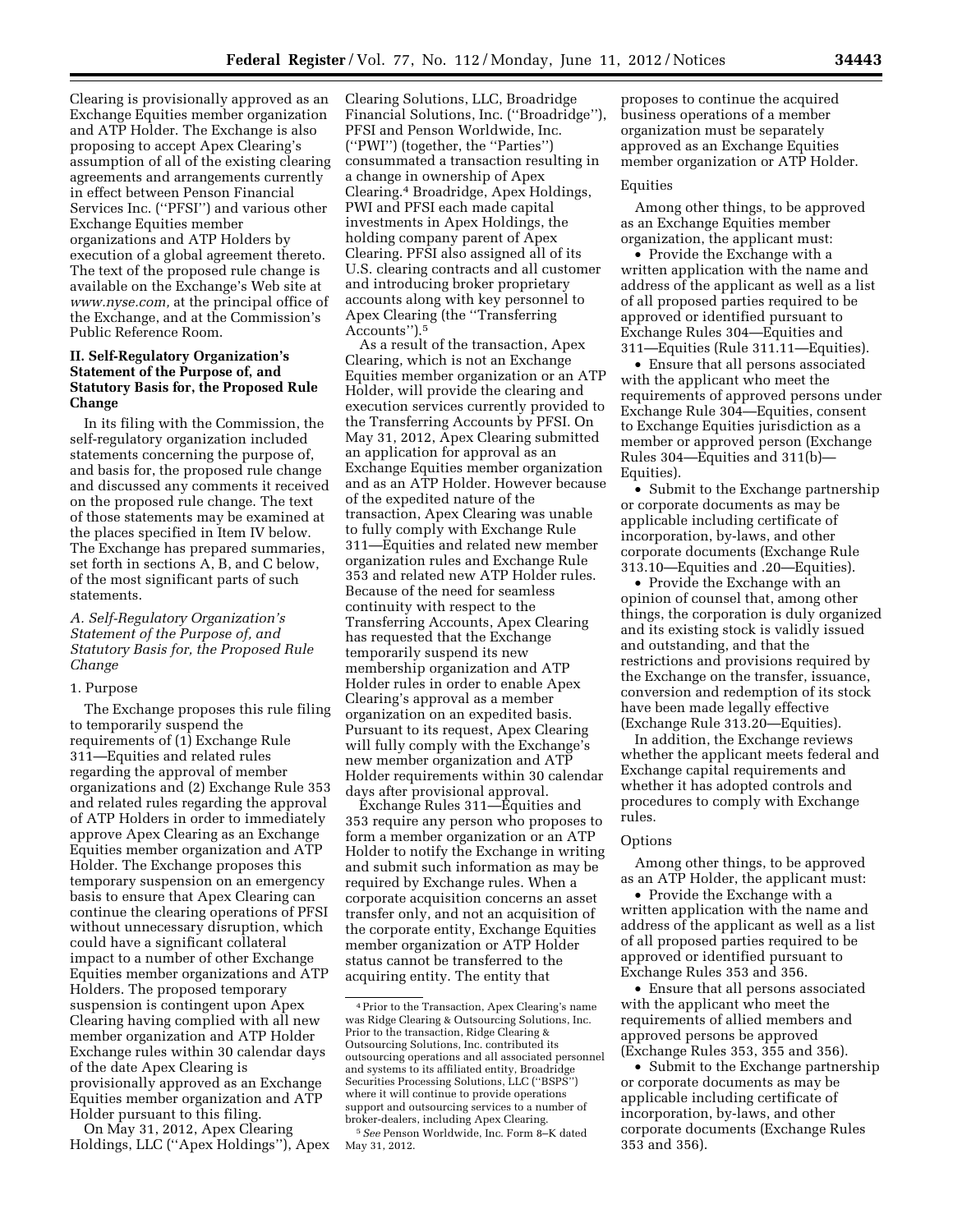Clearing is provisionally approved as an Exchange Equities member organization and ATP Holder. The Exchange is also proposing to accept Apex Clearing's assumption of all of the existing clearing agreements and arrangements currently in effect between Penson Financial Services Inc. (''PFSI'') and various other Exchange Equities member organizations and ATP Holders by execution of a global agreement thereto. The text of the proposed rule change is available on the Exchange's Web site at *www.nyse.com,* at the principal office of the Exchange, and at the Commission's Public Reference Room.

## II. Self-Regulatory Organization's Statement of the Purpose of, and Statutory Basis for, the Proposed Rule Change

In its filing with the Commission, the self-regulatory organization included statements concerning the purpose of, and basis for, the proposed rule change and discussed any comments it received on the proposed rule change. The text of those statements may be examined at the places specified in Item IV below. The Exchange has prepared summaries, set forth in sections A, B, and C below, of the most significant parts of such statements.

### *A. Self-Regulatory Organization's Statement of the Purpose of, and Statutory Basis for, the Proposed Rule Change*

#### 1. Purpose

The Exchange proposes this rule filing to temporarily suspend the requirements of (1) Exchange Rule 311—Equities and related rules regarding the approval of member organizations and (2) Exchange Rule 353 and related rules regarding the approval of ATP Holders in order to immediately approve Apex Clearing as an Exchange Equities member organization and ATP Holder. The Exchange proposes this temporary suspension on an emergency basis to ensure that Apex Clearing can continue the clearing operations of PFSI without unnecessary disruption, which could have a significant collateral impact to a number of other Exchange Equities member organizations and ATP Holders. The proposed temporary suspension is contingent upon Apex Clearing having complied with all new member organization and ATP Holder Exchange rules within 30 calendar days of the date Apex Clearing is provisionally approved as an Exchange Equities member organization and ATP Holder pursuant to this filing.

On May 31, 2012, Apex Clearing Holdings, LLC (''Apex Holdings''), Apex Clearing Solutions, LLC, Broadridge Financial Solutions, Inc. (''Broadridge''), PFSI and Penson Worldwide, Inc. (''PWI'') (together, the ''Parties'') consummated a transaction resulting in a change in ownership of Apex Clearing.[4] Broadridge, Apex Holdings, PWI and PFSI each made capital investments in Apex Holdings, the holding company parent of Apex Clearing. PFSI also assigned all of its U.S. clearing contracts and all customer and introducing broker proprietary accounts along with key personnel to Apex Clearing (the ''Transferring Accounts'').[5]

As a result of the transaction, Apex Clearing, which is not an Exchange Equities member organization or an ATP Holder, will provide the clearing and execution services currently provided to the Transferring Accounts by PFSI. On May 31, 2012, Apex Clearing submitted an application for approval as an Exchange Equities member organization and as an ATP Holder. However because of the expedited nature of the transaction, Apex Clearing was unable to fully comply with Exchange Rule 311—Equities and related new member organization rules and Exchange Rule 353 and related new ATP Holder rules. Because of the need for seamless continuity with respect to the Transferring Accounts, Apex Clearing has requested that the Exchange temporarily suspend its new membership organization and ATP Holder rules in order to enable Apex Clearing's approval as a member organization on an expedited basis. Pursuant to its request, Apex Clearing will fully comply with the Exchange's new member organization and ATP Holder requirements within 30 calendar days after provisional approval.

Exchange Rules 311—Equities and 353 require any person who proposes to form a member organization or an ATP Holder to notify the Exchange in writing and submit such information as may be required by Exchange rules. When a corporate acquisition concerns an asset transfer only, and not an acquisition of the corporate entity, Exchange Equities member organization or ATP Holder status cannot be transferred to the acquiring entity. The entity that proposes to continue the acquired business operations of a member organization must be separately approved as an Exchange Equities member organization or ATP Holder.

#### Equities

Among other things, to be approved as an Exchange Equities member organization, the applicant must:

- Provide the Exchange with a written application with the name and address of the applicant as well as a list of all proposed parties required to be approved or identified pursuant to Exchange Rules 304—Equities and 311—Equities (Rule 311.11—Equities).
- Ensure that all persons associated with the applicant who meet the requirements of approved persons under Exchange Rule 304—Equities, consent to Exchange Equities jurisdiction as a member or approved person (Exchange Rules 304—Equities and 311(b)—Equities).
- Submit to the Exchange partnership or corporate documents as may be applicable including certificate of incorporation, by-laws, and other corporate documents (Exchange Rule 313.10—Equities and .20—Equities).
- Provide the Exchange with an opinion of counsel that, among other things, the corporation is duly organized and its existing stock is validly issued and outstanding, and that the restrictions and provisions required by the Exchange on the transfer, issuance, conversion and redemption of its stock have been made legally effective (Exchange Rule 313.20—Equities).

In addition, the Exchange reviews whether the applicant meets federal and Exchange capital requirements and whether it has adopted controls and procedures to comply with Exchange rules.

#### Options

Among other things, to be approved as an ATP Holder, the applicant must:

- Provide the Exchange with a written application with the name and address of the applicant as well as a list of all proposed parties required to be approved or identified pursuant to Exchange Rules 353 and 356.
- Ensure that all persons associated with the applicant who meet the requirements of allied members and approved persons be approved (Exchange Rules 353, 355 and 356).
- Submit to the Exchange partnership or corporate documents as may be applicable including certificate of incorporation, by-laws, and other corporate documents (Exchange Rules 353 and 356).

---

[4] Prior to the Transaction, Apex Clearing's name was Ridge Clearing & Outsourcing Solutions, Inc. Prior to the transaction, Ridge Clearing & Outsourcing Solutions, Inc. contributed its outsourcing operations and all associated personnel and systems to its affiliated entity, Broadridge Securities Processing Solutions, LLC (''BSPS'') where it will continue to provide operations support and outsourcing services to a number of broker-dealers, including Apex Clearing.

[5] *See* Penson Worldwide, Inc. Form 8–K dated May 31, 2012.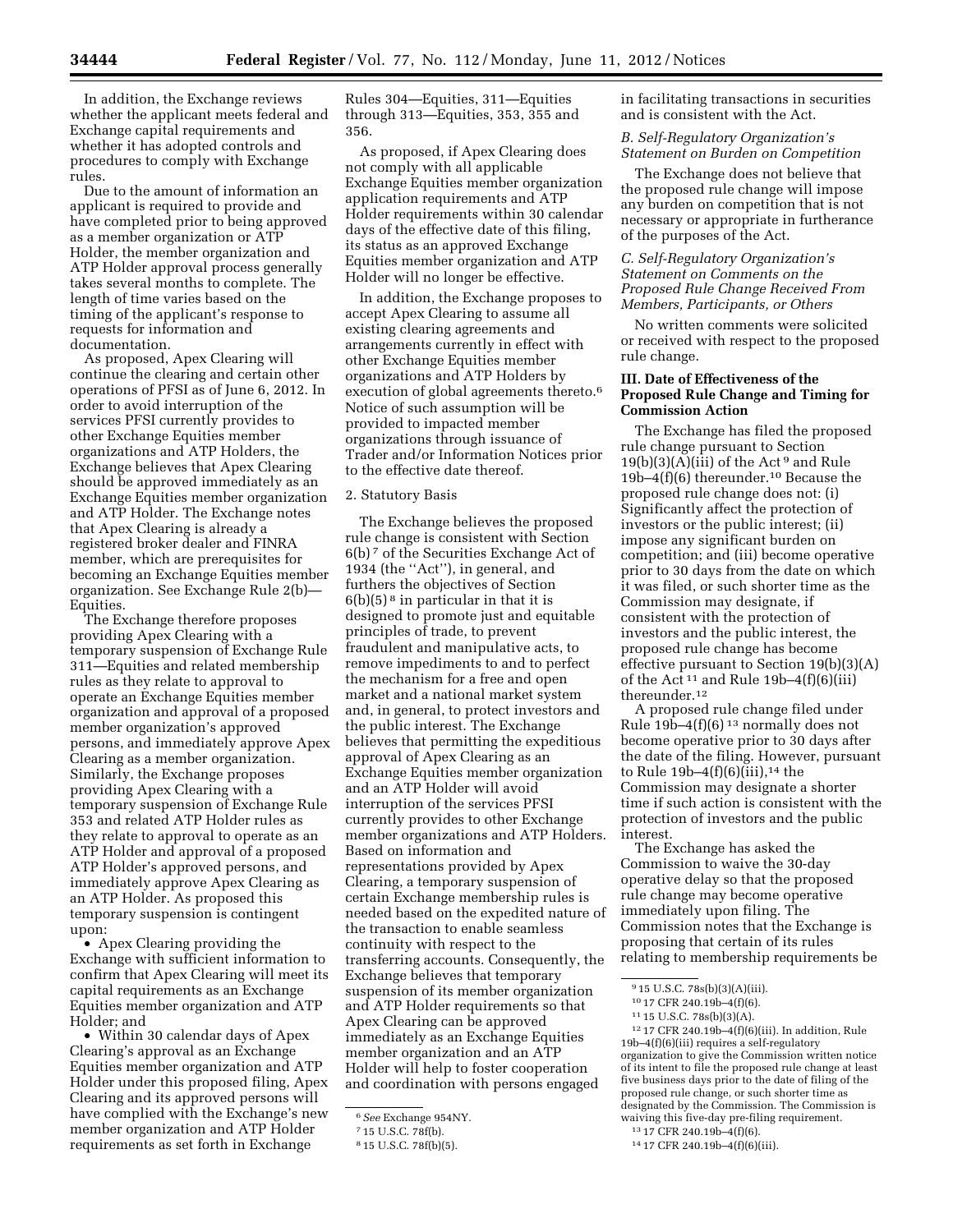In addition, the Exchange reviews whether the applicant meets federal and Exchange capital requirements and whether it has adopted controls and procedures to comply with Exchange rules.

Due to the amount of information an applicant is required to provide and have completed prior to being approved as a member organization or ATP Holder, the member organization and ATP Holder approval process generally takes several months to complete. The length of time varies based on the timing of the applicant's response to requests for information and documentation.

As proposed, Apex Clearing will continue the clearing and certain other operations of PFSI as of June 6, 2012. In order to avoid interruption of the services PFSI currently provides to other Exchange Equities member organizations and ATP Holders, the Exchange believes that Apex Clearing should be approved immediately as an Exchange Equities member organization and ATP Holder. The Exchange notes that Apex Clearing is already a registered broker dealer and FINRA member, which are prerequisites for becoming an Exchange Equities member organization. See Exchange Rule 2(b)—Equities.

The Exchange therefore proposes providing Apex Clearing with a temporary suspension of Exchange Rule 311—Equities and related membership rules as they relate to approval to operate an Exchange Equities member organization and approval of a proposed member organization's approved persons, and immediately approve Apex Clearing as a member organization. Similarly, the Exchange proposes providing Apex Clearing with a temporary suspension of Exchange Rule 353 and related ATP Holder rules as they relate to approval to operate as an ATP Holder and approval of a proposed ATP Holder's approved persons, and immediately approve Apex Clearing as an ATP Holder. As proposed this temporary suspension is contingent upon:

- Apex Clearing providing the Exchange with sufficient information to confirm that Apex Clearing will meet its capital requirements as an Exchange Equities member organization and ATP Holder; and
- Within 30 calendar days of Apex Clearing's approval as an Exchange Equities member organization and ATP Holder under this proposed filing, Apex Clearing and its approved persons will have complied with the Exchange's new member organization and ATP Holder requirements as set forth in Exchange Rules 304—Equities, 311—Equities through 313—Equities, 353, 355 and 356.

As proposed, if Apex Clearing does not comply with all applicable Exchange Equities member organization application requirements and ATP Holder requirements within 30 calendar days of the effective date of this filing, its status as an approved Exchange Equities member organization and ATP Holder will no longer be effective.

In addition, the Exchange proposes to accept Apex Clearing to assume all existing clearing agreements and arrangements currently in effect with other Exchange Equities member organizations and ATP Holders by execution of global agreements thereto.[6] Notice of such assumption will be provided to impacted member organizations through issuance of Trader and/or Information Notices prior to the effective date thereof.

2. Statutory Basis

The Exchange believes the proposed rule change is consistent with Section 6(b)[7] of the Securities Exchange Act of 1934 (the "Act"), in general, and furthers the objectives of Section 6(b)(5)[8] in particular in that it is designed to promote just and equitable principles of trade, to prevent fraudulent and manipulative acts, to remove impediments to and to perfect the mechanism for a free and open market and a national market system and, in general, to protect investors and the public interest. The Exchange believes that permitting the expeditious approval of Apex Clearing as an Exchange Equities member organization and an ATP Holder will avoid interruption of the services PFSI currently provides to other Exchange member organizations and ATP Holders. Based on information and representations provided by Apex Clearing, a temporary suspension of certain Exchange membership rules is needed based on the expedited nature of the transaction to enable seamless continuity with respect to the transferring accounts. Consequently, the Exchange believes that temporary suspension of its member organization and ATP Holder requirements so that Apex Clearing can be approved immediately as an Exchange Equities member organization and an ATP Holder will help to foster cooperation and coordination with persons engaged in facilitating transactions in securities and is consistent with the Act.

*B. Self-Regulatory Organization's Statement on Burden on Competition*

The Exchange does not believe that the proposed rule change will impose any burden on competition that is not necessary or appropriate in furtherance of the purposes of the Act.

*C. Self-Regulatory Organization's Statement on Comments on the Proposed Rule Change Received From Members, Participants, or Others*

No written comments were solicited or received with respect to the proposed rule change.

**III. Date of Effectiveness of the Proposed Rule Change and Timing for Commission Action**

The Exchange has filed the proposed rule change pursuant to Section 19(b)(3)(A)(iii) of the Act[9] and Rule 19b–4(f)(6) thereunder.[10] Because the proposed rule change does not: (i) Significantly affect the protection of investors or the public interest; (ii) impose any significant burden on competition; and (iii) become operative prior to 30 days from the date on which it was filed, or such shorter time as the Commission may designate, if consistent with the protection of investors and the public interest, the proposed rule change has become effective pursuant to Section 19(b)(3)(A) of the Act[11] and Rule 19b–4(f)(6)(iii) thereunder.[12]

A proposed rule change filed under Rule 19b–4(f)(6)[13] normally does not become operative prior to 30 days after the date of the filing. However, pursuant to Rule 19b–4(f)(6)(iii),[14] the Commission may designate a shorter time if such action is consistent with the protection of investors and the public interest.

The Exchange has asked the Commission to waive the 30-day operative delay so that the proposed rule change may become operative immediately upon filing. The Commission notes that the Exchange is proposing that certain of its rules relating to membership requirements be

---

[6] *See* Exchange 954NY.

[7] 15 U.S.C. 78f(b).

[8] 15 U.S.C. 78f(b)(5).

[9] 15 U.S.C. 78s(b)(3)(A)(iii).

[10] 17 CFR 240.19b–4(f)(6).

[11] 15 U.S.C. 78s(b)(3)(A).

[12] 17 CFR 240.19b–4(f)(6)(iii). In addition, Rule 19b–4(f)(6)(iii) requires a self-regulatory organization to give the Commission written notice of its intent to file the proposed rule change at least five business days prior to the date of filing of the proposed rule change, or such shorter time as designated by the Commission. The Commission is waiving this five-day pre-filing requirement.

[13] 17 CFR 240.19b–4(f)(6).

[14] 17 CFR 240.19b–4(f)(6)(iii).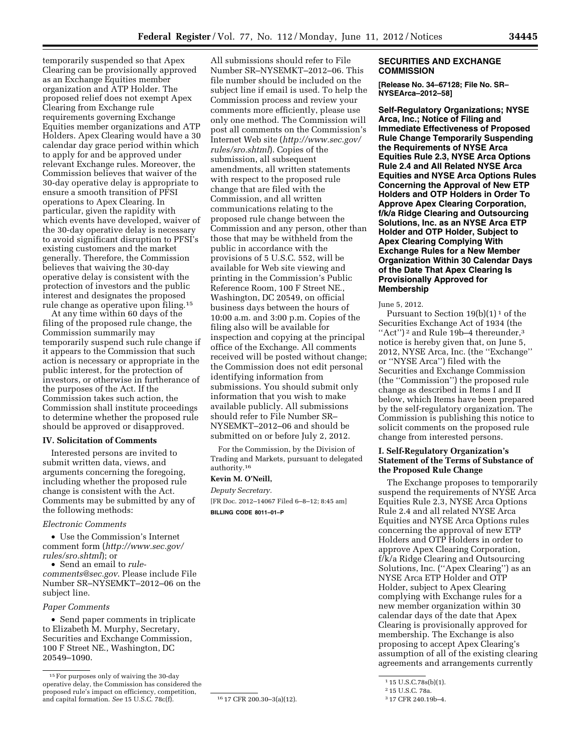temporarily suspended so that Apex Clearing can be provisionally approved as an Exchange Equities member organization and ATP Holder. The proposed relief does not exempt Apex Clearing from Exchange rule requirements governing Exchange Equities member organizations and ATP Holders. Apex Clearing would have a 30 calendar day grace period within which to apply for and be approved under relevant Exchange rules. Moreover, the Commission believes that waiver of the 30-day operative delay is appropriate to ensure a smooth transition of PFSI operations to Apex Clearing. In particular, given the rapidity with which events have developed, waiver of the 30-day operative delay is necessary to avoid significant disruption to PFSI's existing customers and the market generally. Therefore, the Commission believes that waiving the 30-day operative delay is consistent with the protection of investors and the public interest and designates the proposed rule change as operative upon filing.[15]

At any time within 60 days of the filing of the proposed rule change, the Commission summarily may temporarily suspend such rule change if it appears to the Commission that such action is necessary or appropriate in the public interest, for the protection of investors, or otherwise in furtherance of the purposes of the Act. If the Commission takes such action, the Commission shall institute proceedings to determine whether the proposed rule should be approved or disapproved.

## IV. Solicitation of Comments

Interested persons are invited to submit written data, views, and arguments concerning the foregoing, including whether the proposed rule change is consistent with the Act. Comments may be submitted by any of the following methods:

*Electronic Comments*

- Use the Commission's Internet comment form (*http://www.sec.gov/rules/sro.shtml*); or
- Send an email to *rule-comments@sec.gov*. Please include File Number SR–NYSEMKT–2012–06 on the subject line.

*Paper Comments*

- Send paper comments in triplicate to Elizabeth M. Murphy, Secretary, Securities and Exchange Commission, 100 F Street NE., Washington, DC 20549–1090.

All submissions should refer to File Number SR–NYSEMKT–2012–06. This file number should be included on the subject line if email is used. To help the Commission process and review your comments more efficiently, please use only one method. The Commission will post all comments on the Commission's Internet Web site (*http://www.sec.gov/rules/sro.shtml*). Copies of the submission, all subsequent amendments, all written statements with respect to the proposed rule change that are filed with the Commission, and all written communications relating to the proposed rule change between the Commission and any person, other than those that may be withheld from the public in accordance with the provisions of 5 U.S.C. 552, will be available for Web site viewing and printing in the Commission's Public Reference Room, 100 F Street NE., Washington, DC 20549, on official business days between the hours of 10:00 a.m. and 3:00 p.m. Copies of the filing also will be available for inspection and copying at the principal office of the Exchange. All comments received will be posted without change; the Commission does not edit personal identifying information from submissions. You should submit only information that you wish to make available publicly. All submissions should refer to File Number SR–NYSEMKT–2012–06 and should be submitted on or before July 2, 2012.

For the Commission, by the Division of Trading and Markets, pursuant to delegated authority.[16]

**Kevin M. O'Neill,**

*Deputy Secretary.*

[FR Doc. 2012–14067 Filed 6–8–12; 8:45 am]

**BILLING CODE 8011–01–P**

[15] For purposes only of waiving the 30-day operative delay, the Commission has considered the proposed rule's impact on efficiency, competition, and capital formation. *See* 15 U.S.C. 78c(f).

[16] 17 CFR 200.30–3(a)(12).

## SECURITIES AND EXCHANGE COMMISSION

**[Release No. 34–67128; File No. SR–NYSEArca–2012–58]**

**Self-Regulatory Organizations; NYSE Arca, Inc.; Notice of Filing and Immediate Effectiveness of Proposed Rule Change Temporarily Suspending the Requirements of NYSE Arca Equities Rule 2.3, NYSE Arca Options Rule 2.4 and All Related NYSE Arca Equities and NYSE Arca Options Rules Concerning the Approval of New ETP Holders and OTP Holders in Order To Approve Apex Clearing Corporation, f/k/a Ridge Clearing and Outsourcing Solutions, Inc. as an NYSE Arca ETP Holder and OTP Holder, Subject to Apex Clearing Complying With Exchange Rules for a New Member Organization Within 30 Calendar Days of the Date That Apex Clearing Is Provisionally Approved for Membership**

June 5, 2012.

Pursuant to Section 19(b)(1)[1] of the Securities Exchange Act of 1934 (the "Act")[2] and Rule 19b–4 thereunder,[3] notice is hereby given that, on June 5, 2012, NYSE Arca, Inc. (the "Exchange" or "NYSE Arca") filed with the Securities and Exchange Commission (the "Commission") the proposed rule change as described in Items I and II below, which Items have been prepared by the self-regulatory organization. The Commission is publishing this notice to solicit comments on the proposed rule change from interested persons.

## I. Self-Regulatory Organization's Statement of the Terms of Substance of the Proposed Rule Change

The Exchange proposes to temporarily suspend the requirements of NYSE Arca Equities Rule 2.3, NYSE Arca Options Rule 2.4 and all related NYSE Arca Equities and NYSE Arca Options rules concerning the approval of new ETP Holders and OTP Holders in order to approve Apex Clearing Corporation, f/k/a Ridge Clearing and Outsourcing Solutions, Inc. ("Apex Clearing") as an NYSE Arca ETP Holder and OTP Holder, subject to Apex Clearing complying with Exchange rules for a new member organization within 30 calendar days of the date that Apex Clearing is provisionally approved for membership. The Exchange is also proposing to accept Apex Clearing's assumption of all of the existing clearing agreements and arrangements currently

[1] 15 U.S.C.78s(b)(1).

[2] 15 U.S.C. 78a.

[3] 17 CFR 240.19b–4.